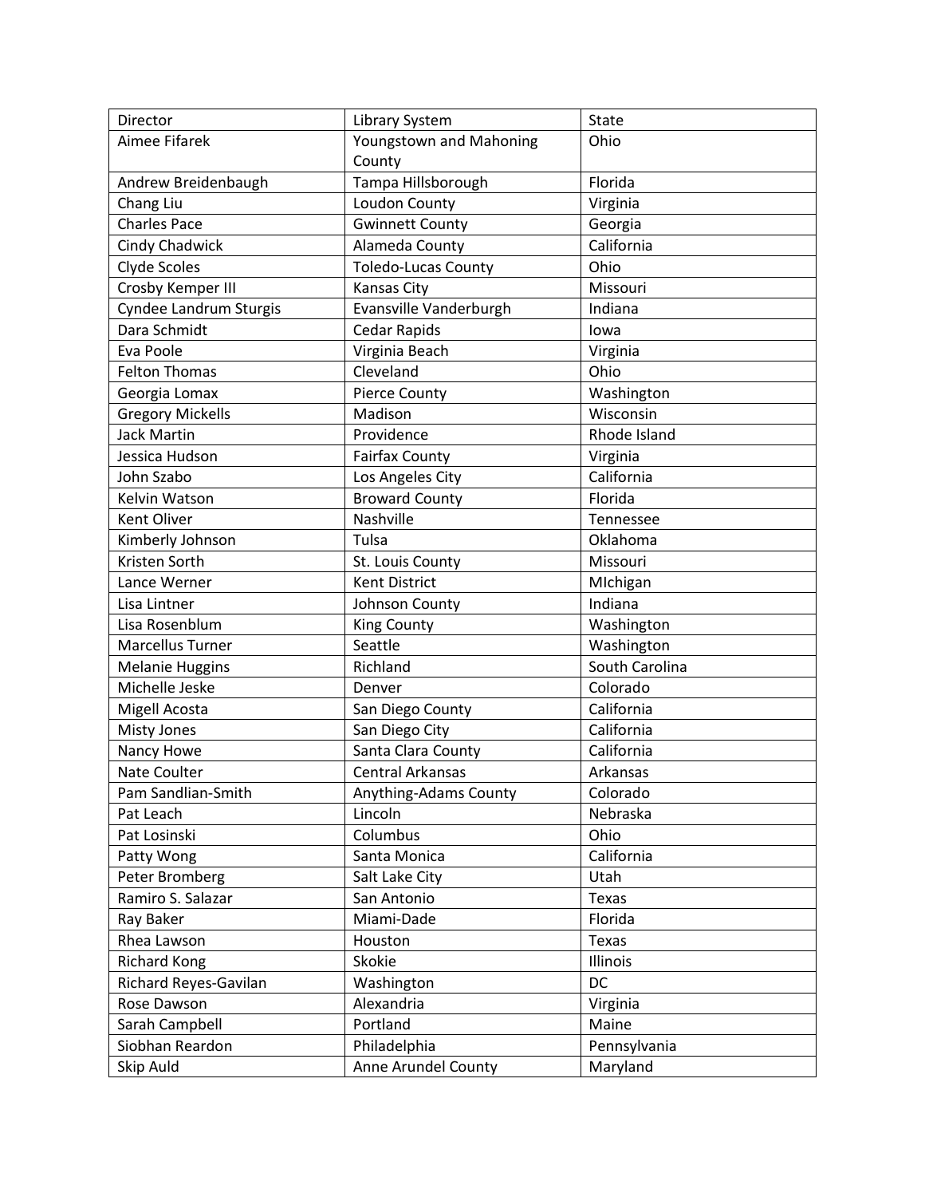| Director | Library System | State |
| --- | --- | --- |
| Aimee Fifarek | Youngstown and Mahoning County | Ohio |
| Andrew Breidenbaugh | Tampa Hillsborough | Florida |
| Chang Liu | Loudon County | Virginia |
| Charles Pace | Gwinnett County | Georgia |
| Cindy Chadwick | Alameda County | California |
| Clyde Scoles | Toledo-Lucas County | Ohio |
| Crosby Kemper III | Kansas City | Missouri |
| Cyndee Landrum Sturgis | Evansville Vanderburgh | Indiana |
| Dara Schmidt | Cedar Rapids | Iowa |
| Eva Poole | Virginia Beach | Virginia |
| Felton Thomas | Cleveland | Ohio |
| Georgia Lomax | Pierce County | Washington |
| Gregory Mickells | Madison | Wisconsin |
| Jack Martin | Providence | Rhode Island |
| Jessica Hudson | Fairfax County | Virginia |
| John Szabo | Los Angeles City | California |
| Kelvin Watson | Broward County | Florida |
| Kent Oliver | Nashville | Tennessee |
| Kimberly Johnson | Tulsa | Oklahoma |
| Kristen Sorth | St. Louis County | Missouri |
| Lance Werner | Kent District | MIchigan |
| Lisa Lintner | Johnson County | Indiana |
| Lisa Rosenblum | King County | Washington |
| Marcellus Turner | Seattle | Washington |
| Melanie Huggins | Richland | South Carolina |
| Michelle Jeske | Denver | Colorado |
| Migell Acosta | San Diego County | California |
| Misty Jones | San Diego City | California |
| Nancy Howe | Santa Clara County | California |
| Nate Coulter | Central Arkansas | Arkansas |
| Pam Sandlian-Smith | Anything-Adams County | Colorado |
| Pat Leach | Lincoln | Nebraska |
| Pat Losinski | Columbus | Ohio |
| Patty Wong | Santa Monica | California |
| Peter Bromberg | Salt Lake City | Utah |
| Ramiro S. Salazar | San Antonio | Texas |
| Ray Baker | Miami-Dade | Florida |
| Rhea Lawson | Houston | Texas |
| Richard Kong | Skokie | Illinois |
| Richard Reyes-Gavilan | Washington | DC |
| Rose Dawson | Alexandria | Virginia |
| Sarah Campbell | Portland | Maine |
| Siobhan Reardon | Philadelphia | Pennsylvania |
| Skip Auld | Anne Arundel County | Maryland |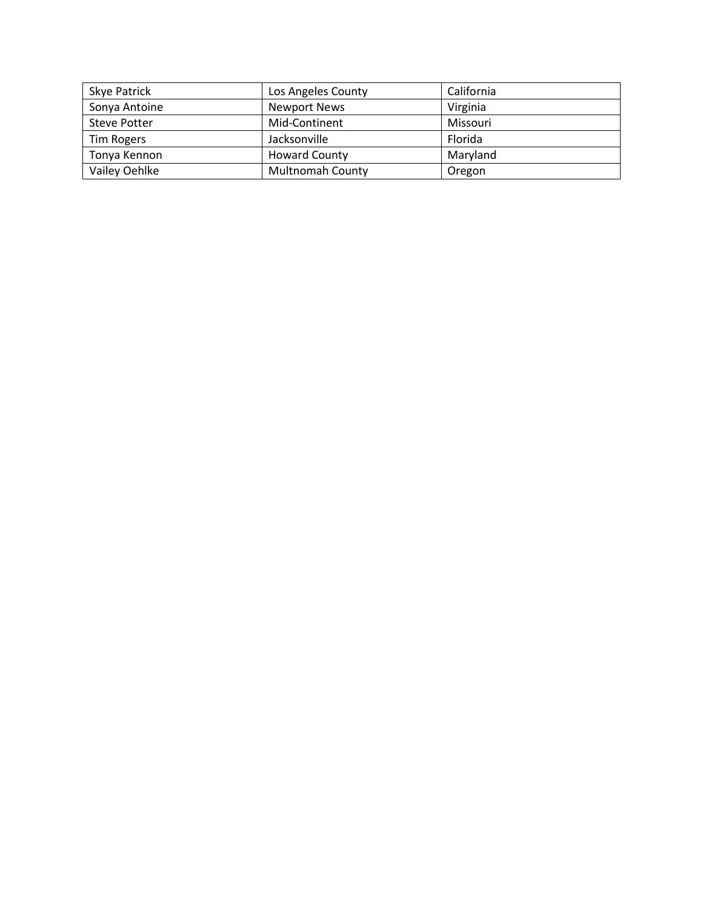| | | |
|---|---|---|
| Skye Patrick | Los Angeles County | California |
| Sonya Antoine | Newport News | Virginia |
| Steve Potter | Mid-Continent | Missouri |
| Tim Rogers | Jacksonville | Florida |
| Tonya Kennon | Howard County | Maryland |
| Vailey Oehlke | Multnomah County | Oregon |